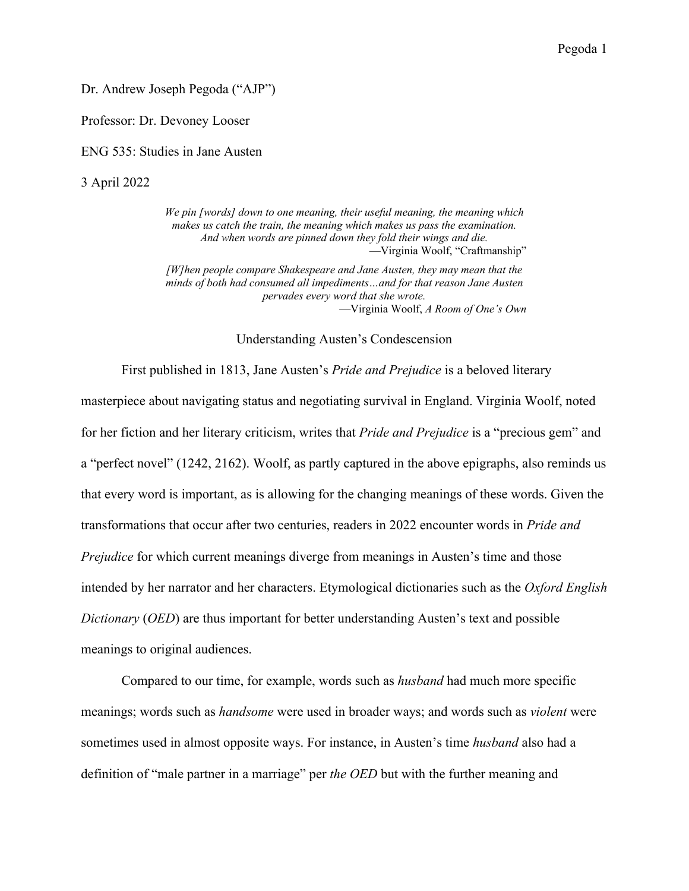Dr. Andrew Joseph Pegoda ("AJP")

Professor: Dr. Devoney Looser

ENG 535: Studies in Jane Austen

3 April 2022

> *We pin [words] down to one meaning, their useful meaning, the meaning which makes us catch the train, the meaning which makes us pass the examination. And when words are pinned down they fold their wings and die.*
> —Virginia Woolf, "Craftmanship"

> *[W]hen people compare Shakespeare and Jane Austen, they may mean that the minds of both had consumed all impediments…and for that reason Jane Austen pervades every word that she wrote.*
> —Virginia Woolf, *A Room of One's Own*

# Understanding Austen's Condescension

First published in 1813, Jane Austen's *Pride and Prejudice* is a beloved literary masterpiece about navigating status and negotiating survival in England. Virginia Woolf, noted for her fiction and her literary criticism, writes that *Pride and Prejudice* is a "precious gem" and a "perfect novel" (1242, 2162). Woolf, as partly captured in the above epigraphs, also reminds us that every word is important, as is allowing for the changing meanings of these words. Given the transformations that occur after two centuries, readers in 2022 encounter words in *Pride and Prejudice* for which current meanings diverge from meanings in Austen's time and those intended by her narrator and her characters. Etymological dictionaries such as the *Oxford English Dictionary* (*OED*) are thus important for better understanding Austen's text and possible meanings to original audiences.

Compared to our time, for example, words such as *husband* had much more specific meanings; words such as *handsome* were used in broader ways; and words such as *violent* were sometimes used in almost opposite ways. For instance, in Austen's time *husband* also had a definition of "male partner in a marriage" per *the OED* but with the further meaning and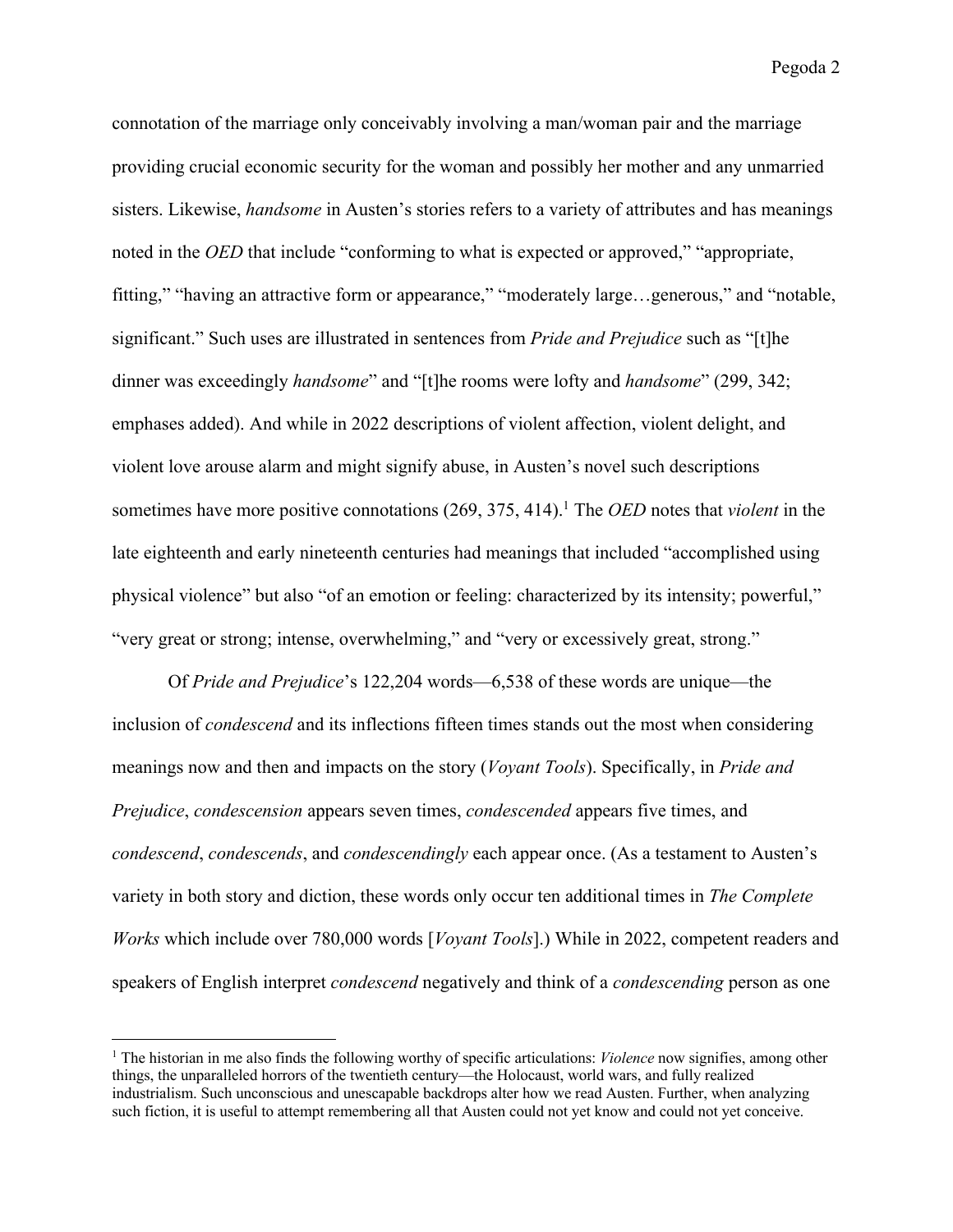connotation of the marriage only conceivably involving a man/woman pair and the marriage providing crucial economic security for the woman and possibly her mother and any unmarried sisters. Likewise, *handsome* in Austen's stories refers to a variety of attributes and has meanings noted in the *OED* that include "conforming to what is expected or approved," "appropriate, fitting," "having an attractive form or appearance," "moderately large…generous," and "notable, significant." Such uses are illustrated in sentences from *Pride and Prejudice* such as "[t]he dinner was exceedingly *handsome*" and "[t]he rooms were lofty and *handsome*" (299, 342; emphases added). And while in 2022 descriptions of violent affection, violent delight, and violent love arouse alarm and might signify abuse, in Austen's novel such descriptions sometimes have more positive connotations (269, 375, 414).[1] The *OED* notes that *violent* in the late eighteenth and early nineteenth centuries had meanings that included "accomplished using physical violence" but also "of an emotion or feeling: characterized by its intensity; powerful," "very great or strong; intense, overwhelming," and "very or excessively great, strong."

Of *Pride and Prejudice*'s 122,204 words—6,538 of these words are unique—the inclusion of *condescend* and its inflections fifteen times stands out the most when considering meanings now and then and impacts on the story (*Voyant Tools*). Specifically, in *Pride and Prejudice*, *condescension* appears seven times, *condescended* appears five times, and *condescend*, *condescends*, and *condescendingly* each appear once. (As a testament to Austen's variety in both story and diction, these words only occur ten additional times in *The Complete Works* which include over 780,000 words [*Voyant Tools*].) While in 2022, competent readers and speakers of English interpret *condescend* negatively and think of a *condescending* person as one

[1] The historian in me also finds the following worthy of specific articulations: *Violence* now signifies, among other things, the unparalleled horrors of the twentieth century—the Holocaust, world wars, and fully realized industrialism. Such unconscious and unescapable backdrops alter how we read Austen. Further, when analyzing such fiction, it is useful to attempt remembering all that Austen could not yet know and could not yet conceive.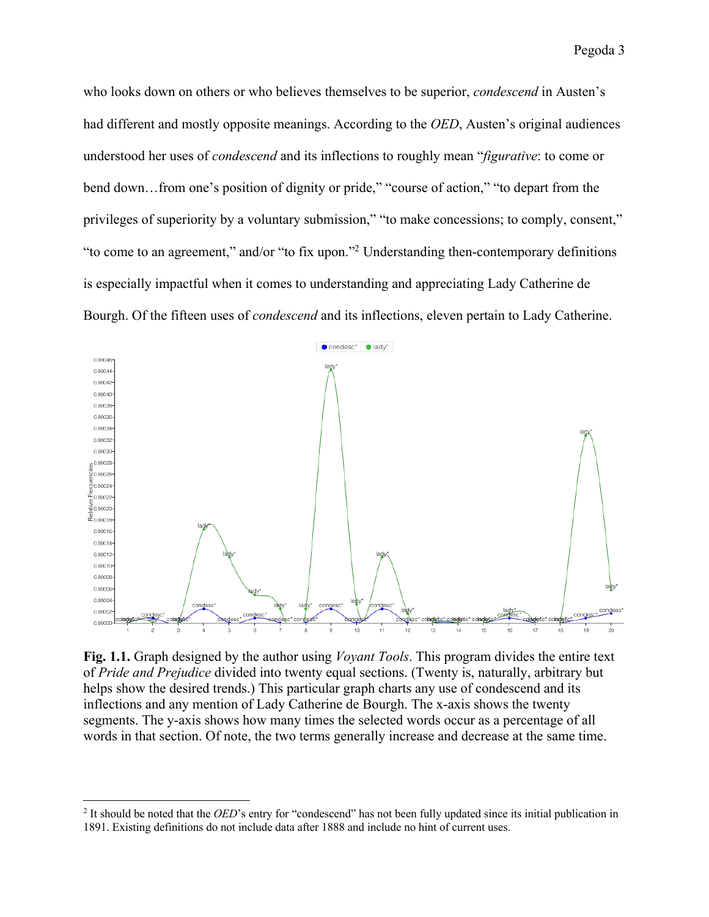who looks down on others or who believes themselves to be superior, *condescend* in Austen's had different and mostly opposite meanings. According to the *OED*, Austen's original audiences understood her uses of *condescend* and its inflections to roughly mean "*figurative*: to come or bend down…from one's position of dignity or pride," "course of action," "to depart from the privileges of superiority by a voluntary submission," "to make concessions; to comply, consent," "to come to an agreement," and/or "to fix upon."[2] Understanding then-contemporary definitions is especially impactful when it comes to understanding and appreciating Lady Catherine de Bourgh. Of the fifteen uses of *condescend* and its inflections, eleven pertain to Lady Catherine.

**Fig. 1.1.** Graph designed by the author using *Voyant Tools*. This program divides the entire text of *Pride and Prejudice* divided into twenty equal sections. (Twenty is, naturally, arbitrary but helps show the desired trends.) This particular graph charts any use of condescend and its inflections and any mention of Lady Catherine de Bourgh. The x-axis shows the twenty segments. The y-axis shows how many times the selected words occur as a percentage of all words in that section. Of note, the two terms generally increase and decrease at the same time.

---

[2] It should be noted that the *OED*'s entry for "condescend" has not been fully updated since its initial publication in 1891. Existing definitions do not include data after 1888 and include no hint of current uses.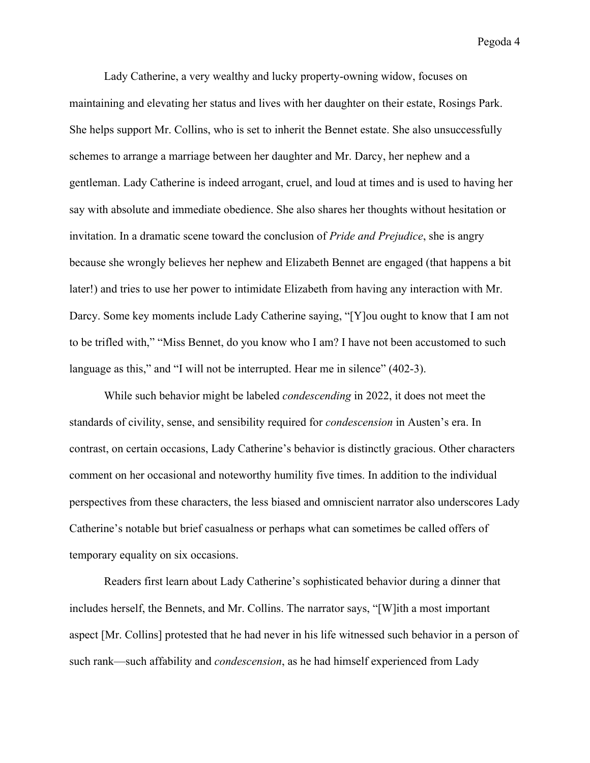Lady Catherine, a very wealthy and lucky property-owning widow, focuses on maintaining and elevating her status and lives with her daughter on their estate, Rosings Park. She helps support Mr. Collins, who is set to inherit the Bennet estate. She also unsuccessfully schemes to arrange a marriage between her daughter and Mr. Darcy, her nephew and a gentleman. Lady Catherine is indeed arrogant, cruel, and loud at times and is used to having her say with absolute and immediate obedience. She also shares her thoughts without hesitation or invitation. In a dramatic scene toward the conclusion of *Pride and Prejudice*, she is angry because she wrongly believes her nephew and Elizabeth Bennet are engaged (that happens a bit later!) and tries to use her power to intimidate Elizabeth from having any interaction with Mr. Darcy. Some key moments include Lady Catherine saying, "[Y]ou ought to know that I am not to be trifled with," "Miss Bennet, do you know who I am? I have not been accustomed to such language as this," and "I will not be interrupted. Hear me in silence" (402-3).

While such behavior might be labeled *condescending* in 2022, it does not meet the standards of civility, sense, and sensibility required for *condescension* in Austen's era. In contrast, on certain occasions, Lady Catherine's behavior is distinctly gracious. Other characters comment on her occasional and noteworthy humility five times. In addition to the individual perspectives from these characters, the less biased and omniscient narrator also underscores Lady Catherine's notable but brief casualness or perhaps what can sometimes be called offers of temporary equality on six occasions.

Readers first learn about Lady Catherine's sophisticated behavior during a dinner that includes herself, the Bennets, and Mr. Collins. The narrator says, "[W]ith a most important aspect [Mr. Collins] protested that he had never in his life witnessed such behavior in a person of such rank—such affability and *condescension*, as he had himself experienced from Lady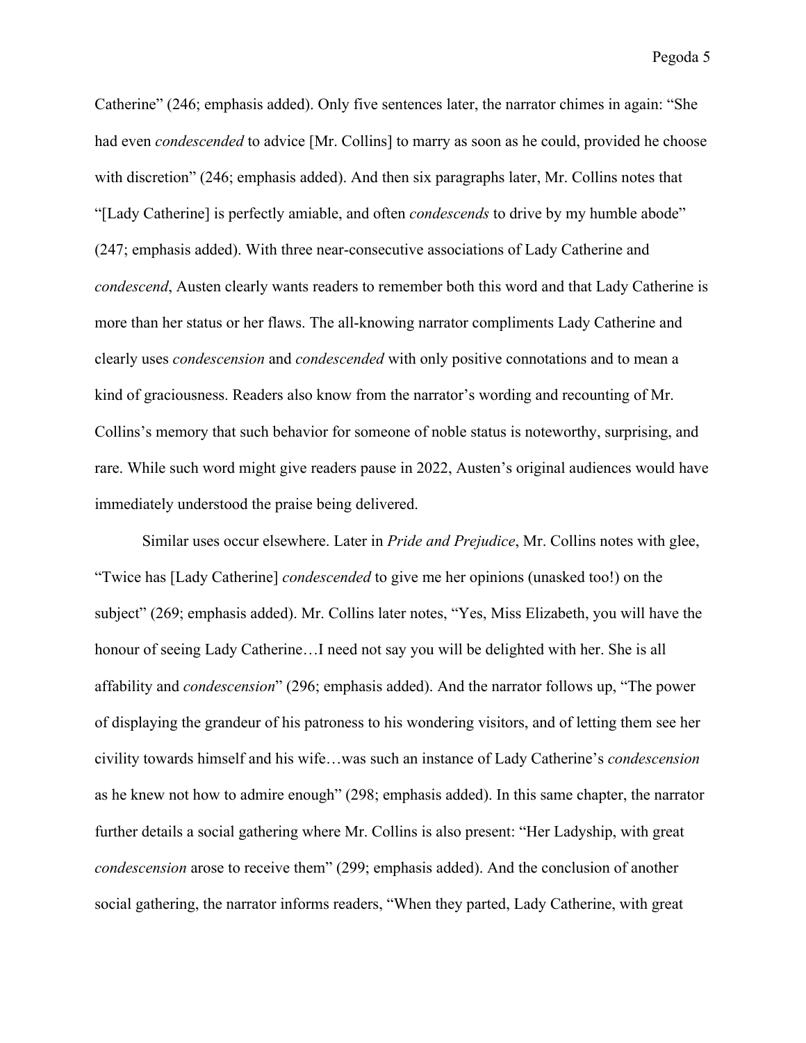Catherine" (246; emphasis added). Only five sentences later, the narrator chimes in again: "She had even *condescended* to advice [Mr. Collins] to marry as soon as he could, provided he choose with discretion" (246; emphasis added). And then six paragraphs later, Mr. Collins notes that "[Lady Catherine] is perfectly amiable, and often *condescends* to drive by my humble abode" (247; emphasis added). With three near-consecutive associations of Lady Catherine and *condescend*, Austen clearly wants readers to remember both this word and that Lady Catherine is more than her status or her flaws. The all-knowing narrator compliments Lady Catherine and clearly uses *condescension* and *condescended* with only positive connotations and to mean a kind of graciousness. Readers also know from the narrator's wording and recounting of Mr. Collins's memory that such behavior for someone of noble status is noteworthy, surprising, and rare. While such word might give readers pause in 2022, Austen's original audiences would have immediately understood the praise being delivered.

Similar uses occur elsewhere. Later in *Pride and Prejudice*, Mr. Collins notes with glee, "Twice has [Lady Catherine] *condescended* to give me her opinions (unasked too!) on the subject" (269; emphasis added). Mr. Collins later notes, "Yes, Miss Elizabeth, you will have the honour of seeing Lady Catherine…I need not say you will be delighted with her. She is all affability and *condescension*" (296; emphasis added). And the narrator follows up, "The power of displaying the grandeur of his patroness to his wondering visitors, and of letting them see her civility towards himself and his wife…was such an instance of Lady Catherine's *condescension* as he knew not how to admire enough" (298; emphasis added). In this same chapter, the narrator further details a social gathering where Mr. Collins is also present: "Her Ladyship, with great *condescension* arose to receive them" (299; emphasis added). And the conclusion of another social gathering, the narrator informs readers, "When they parted, Lady Catherine, with great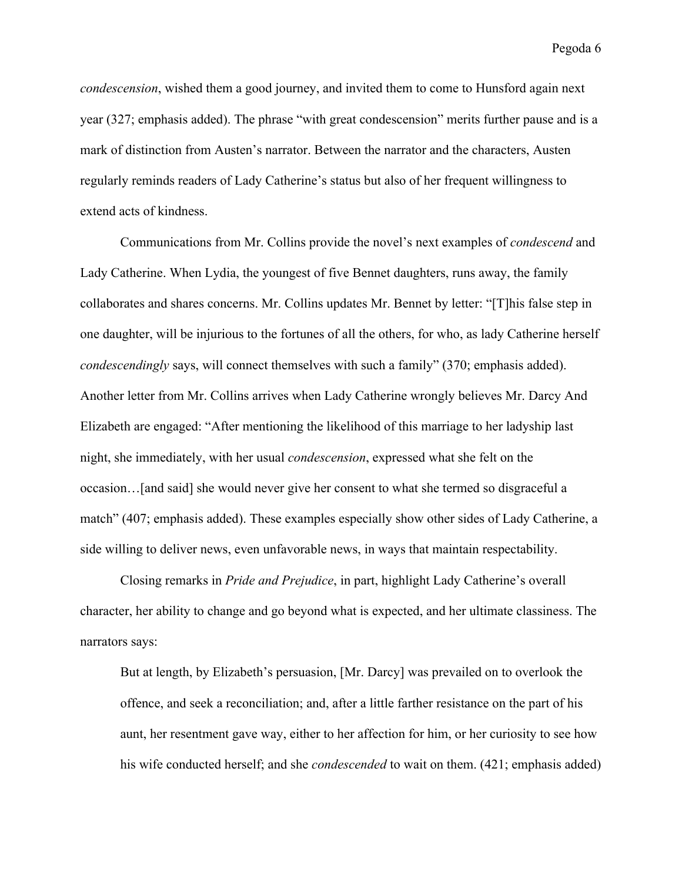*condescension*, wished them a good journey, and invited them to come to Hunsford again next year (327; emphasis added). The phrase "with great condescension" merits further pause and is a mark of distinction from Austen's narrator. Between the narrator and the characters, Austen regularly reminds readers of Lady Catherine's status but also of her frequent willingness to extend acts of kindness.

Communications from Mr. Collins provide the novel's next examples of *condescend* and Lady Catherine. When Lydia, the youngest of five Bennet daughters, runs away, the family collaborates and shares concerns. Mr. Collins updates Mr. Bennet by letter: "[T]his false step in one daughter, will be injurious to the fortunes of all the others, for who, as lady Catherine herself *condescendingly* says, will connect themselves with such a family" (370; emphasis added). Another letter from Mr. Collins arrives when Lady Catherine wrongly believes Mr. Darcy And Elizabeth are engaged: "After mentioning the likelihood of this marriage to her ladyship last night, she immediately, with her usual *condescension*, expressed what she felt on the occasion…[and said] she would never give her consent to what she termed so disgraceful a match" (407; emphasis added). These examples especially show other sides of Lady Catherine, a side willing to deliver news, even unfavorable news, in ways that maintain respectability.

Closing remarks in *Pride and Prejudice*, in part, highlight Lady Catherine's overall character, her ability to change and go beyond what is expected, and her ultimate classiness. The narrators says:

> But at length, by Elizabeth's persuasion, [Mr. Darcy] was prevailed on to overlook the offence, and seek a reconciliation; and, after a little farther resistance on the part of his aunt, her resentment gave way, either to her affection for him, or her curiosity to see how his wife conducted herself; and she *condescended* to wait on them. (421; emphasis added)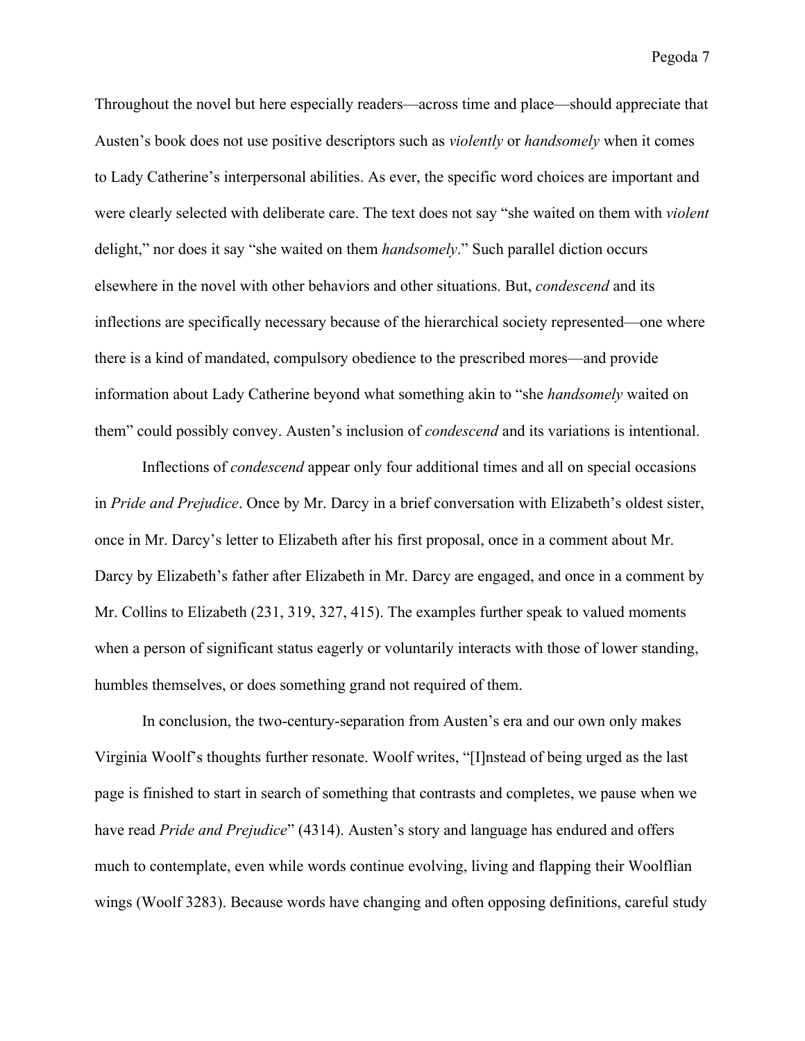Throughout the novel but here especially readers—across time and place—should appreciate that Austen's book does not use positive descriptors such as *violently* or *handsomely* when it comes to Lady Catherine's interpersonal abilities. As ever, the specific word choices are important and were clearly selected with deliberate care. The text does not say "she waited on them with *violent* delight," nor does it say "she waited on them *handsomely*." Such parallel diction occurs elsewhere in the novel with other behaviors and other situations. But, *condescend* and its inflections are specifically necessary because of the hierarchical society represented—one where there is a kind of mandated, compulsory obedience to the prescribed mores—and provide information about Lady Catherine beyond what something akin to "she *handsomely* waited on them" could possibly convey. Austen's inclusion of *condescend* and its variations is intentional.

Inflections of *condescend* appear only four additional times and all on special occasions in *Pride and Prejudice*. Once by Mr. Darcy in a brief conversation with Elizabeth's oldest sister, once in Mr. Darcy's letter to Elizabeth after his first proposal, once in a comment about Mr. Darcy by Elizabeth's father after Elizabeth in Mr. Darcy are engaged, and once in a comment by Mr. Collins to Elizabeth (231, 319, 327, 415). The examples further speak to valued moments when a person of significant status eagerly or voluntarily interacts with those of lower standing, humbles themselves, or does something grand not required of them.

In conclusion, the two-century-separation from Austen's era and our own only makes Virginia Woolf's thoughts further resonate. Woolf writes, "[I]nstead of being urged as the last page is finished to start in search of something that contrasts and completes, we pause when we have read *Pride and Prejudice*" (4314). Austen's story and language has endured and offers much to contemplate, even while words continue evolving, living and flapping their Woolflian wings (Woolf 3283). Because words have changing and often opposing definitions, careful study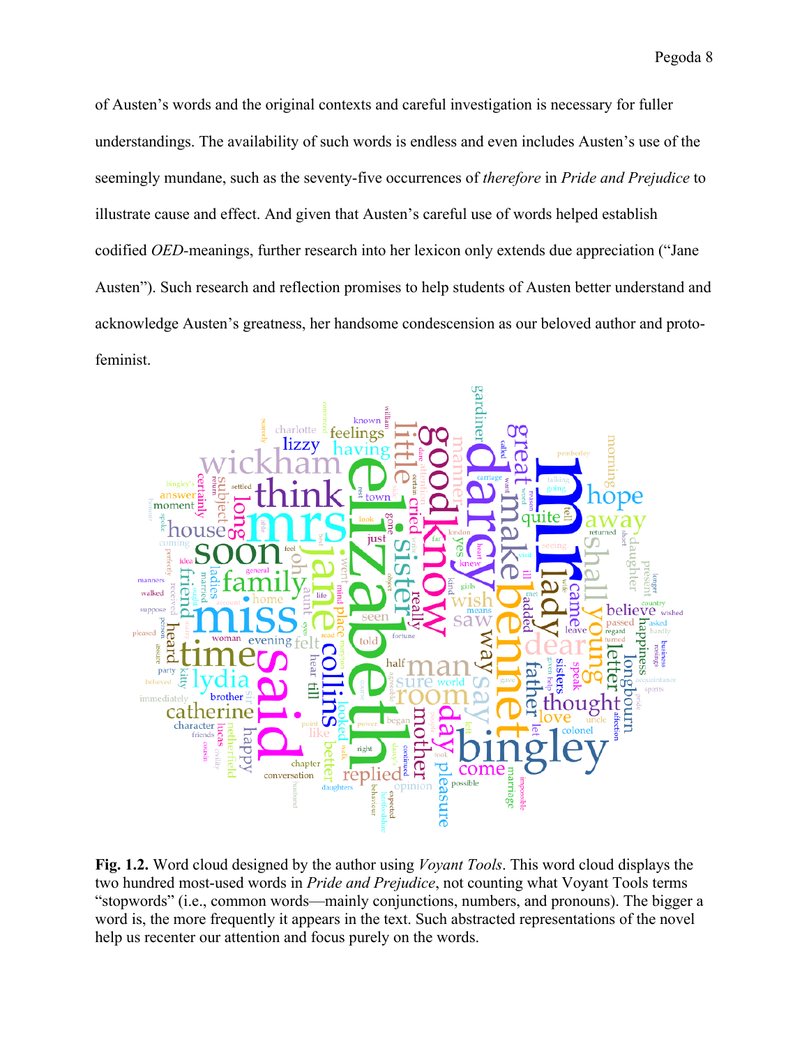of Austen's words and the original contexts and careful investigation is necessary for fuller understandings. The availability of such words is endless and even includes Austen's use of the seemingly mundane, such as the seventy-five occurrences of *therefore* in *Pride and Prejudice* to illustrate cause and effect. And given that Austen's careful use of words helped establish codified *OED*-meanings, further research into her lexicon only extends due appreciation ("Jane Austen"). Such research and reflection promises to help students of Austen better understand and acknowledge Austen's greatness, her handsome condescension as our beloved author and proto-feminist.

**Fig. 1.2.** Word cloud designed by the author using *Voyant Tools*. This word cloud displays the two hundred most-used words in *Pride and Prejudice*, not counting what Voyant Tools terms "stopwords" (i.e., common words—mainly conjunctions, numbers, and pronouns). The bigger a word is, the more frequently it appears in the text. Such abstracted representations of the novel help us recenter our attention and focus purely on the words.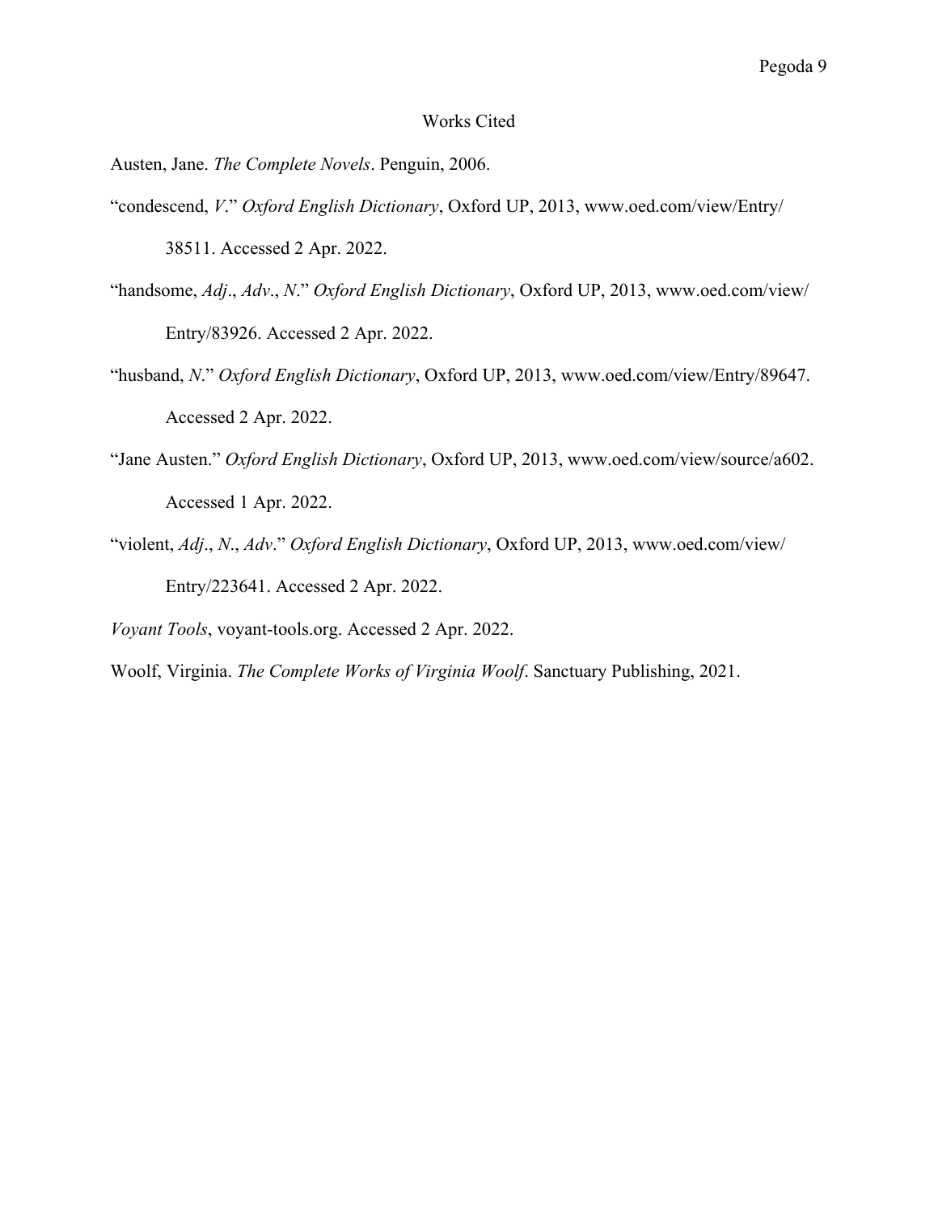# Works Cited

Austen, Jane. *The Complete Novels*. Penguin, 2006.

"condescend, *V*." *Oxford English Dictionary*, Oxford UP, 2013, www.oed.com/view/Entry/38511. Accessed 2 Apr. 2022.

"handsome, *Adj*., *Adv*., *N*." *Oxford English Dictionary*, Oxford UP, 2013, www.oed.com/view/Entry/83926. Accessed 2 Apr. 2022.

"husband, *N*." *Oxford English Dictionary*, Oxford UP, 2013, www.oed.com/view/Entry/89647. Accessed 2 Apr. 2022.

"Jane Austen." *Oxford English Dictionary*, Oxford UP, 2013, www.oed.com/view/source/a602. Accessed 1 Apr. 2022.

"violent, *Adj*., *N*., *Adv*." *Oxford English Dictionary*, Oxford UP, 2013, www.oed.com/view/Entry/223641. Accessed 2 Apr. 2022.

*Voyant Tools*, voyant-tools.org. Accessed 2 Apr. 2022.

Woolf, Virginia. *The Complete Works of Virginia Woolf*. Sanctuary Publishing, 2021.